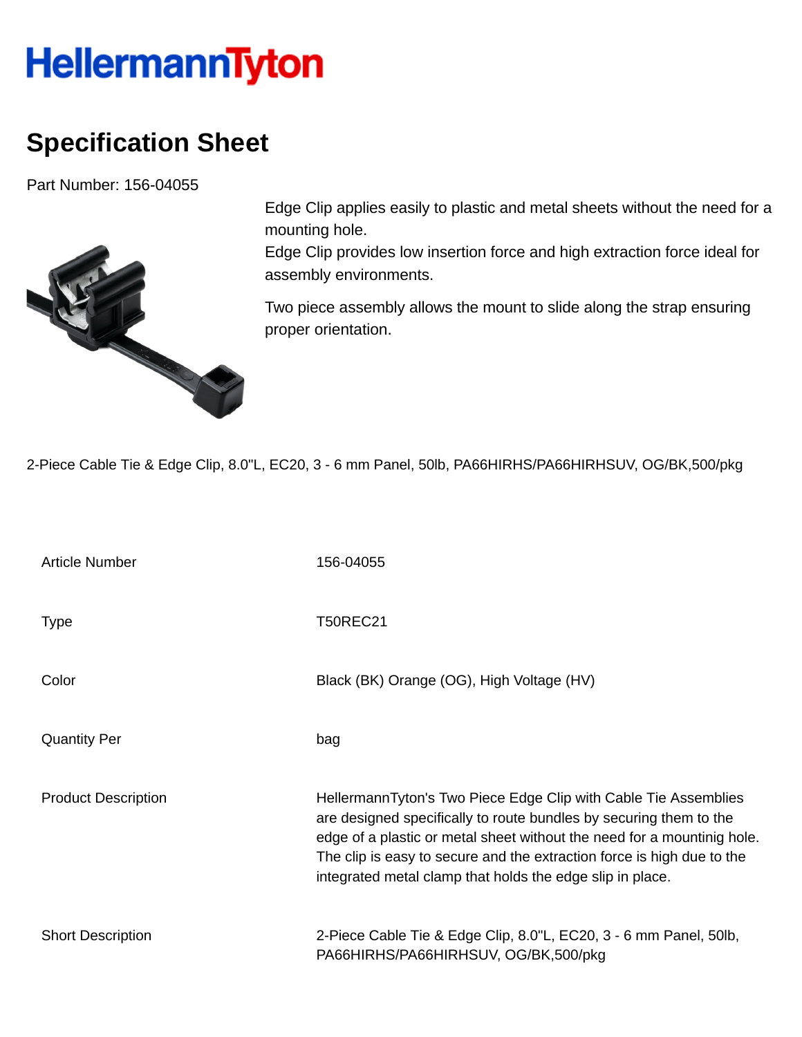HellermannTyton

# Specification Sheet

Part Number: 156-04055

Edge Clip applies easily to plastic and metal sheets without the need for a mounting hole.
Edge Clip provides low insertion force and high extraction force ideal for assembly environments.

Two piece assembly allows the mount to slide along the strap ensuring proper orientation.

2-Piece Cable Tie & Edge Clip, 8.0"L, EC20, 3 - 6 mm Panel, 50lb, PA66HIRHS/PA66HIRHSUV, OG/BK,500/pkg

| | |
|---|---|
| Article Number | 156-04055 |
| Type | T50REC21 |
| Color | Black (BK) Orange (OG), High Voltage (HV) |
| Quantity Per | bag |
| Product Description | HellermannTyton's Two Piece Edge Clip with Cable Tie Assemblies are designed specifically to route bundles by securing them to the edge of a plastic or metal sheet without the need for a mountinig hole. The clip is easy to secure and the extraction force is high due to the integrated metal clamp that holds the edge slip in place. |
| Short Description | 2-Piece Cable Tie & Edge Clip, 8.0"L, EC20, 3 - 6 mm Panel, 50lb, PA66HIRHS/PA66HIRHSUV, OG/BK,500/pkg |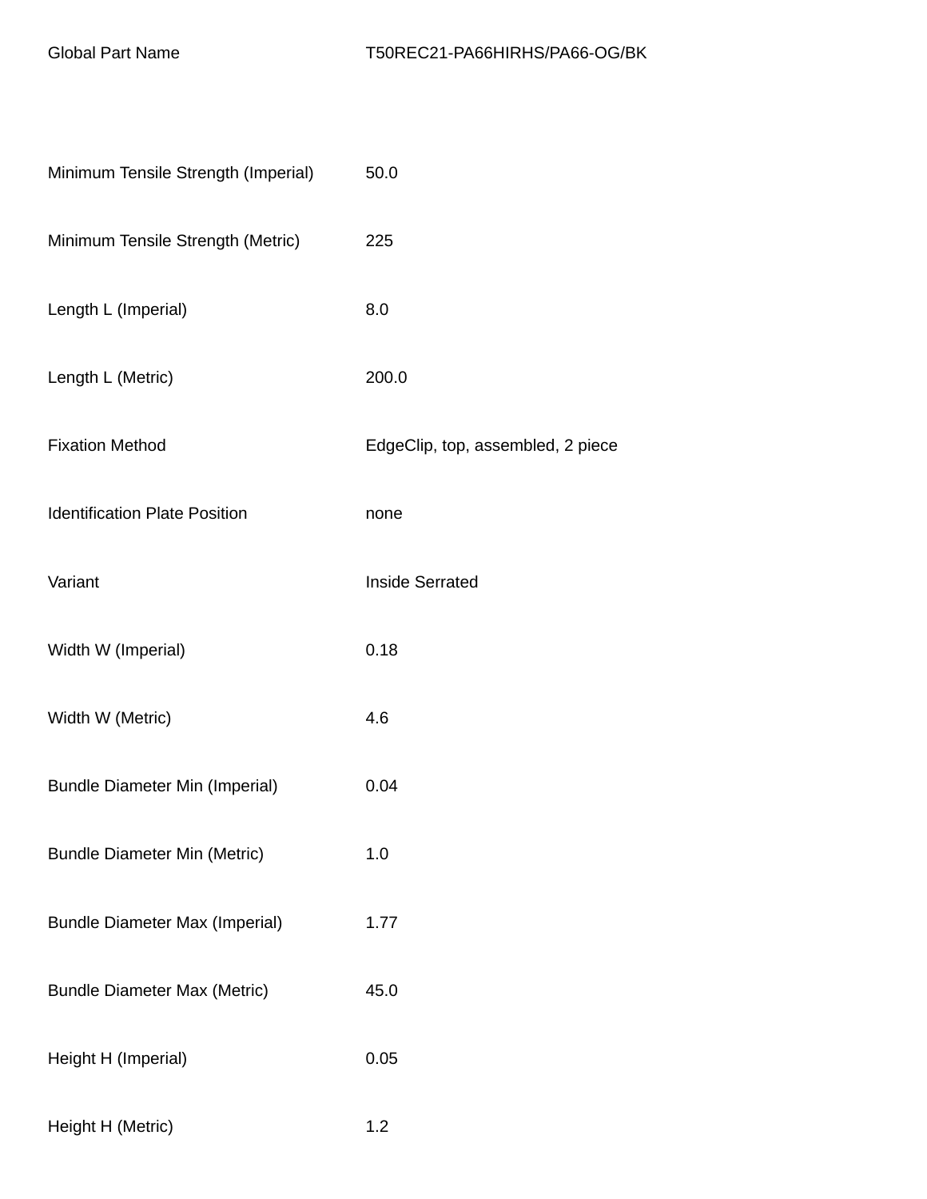| Global Part Name | T50REC21-PA66HIRHS/PA66-OG/BK |
| --- | --- |
| Minimum Tensile Strength (Imperial) | 50.0 |
| Minimum Tensile Strength (Metric) | 225 |
| Length L (Imperial) | 8.0 |
| Length L (Metric) | 200.0 |
| Fixation Method | EdgeClip, top, assembled, 2 piece |
| Identification Plate Position | none |
| Variant | Inside Serrated |
| Width W (Imperial) | 0.18 |
| Width W (Metric) | 4.6 |
| Bundle Diameter Min (Imperial) | 0.04 |
| Bundle Diameter Min (Metric) | 1.0 |
| Bundle Diameter Max (Imperial) | 1.77 |
| Bundle Diameter Max (Metric) | 45.0 |
| Height H (Imperial) | 0.05 |
| Height H (Metric) | 1.2 |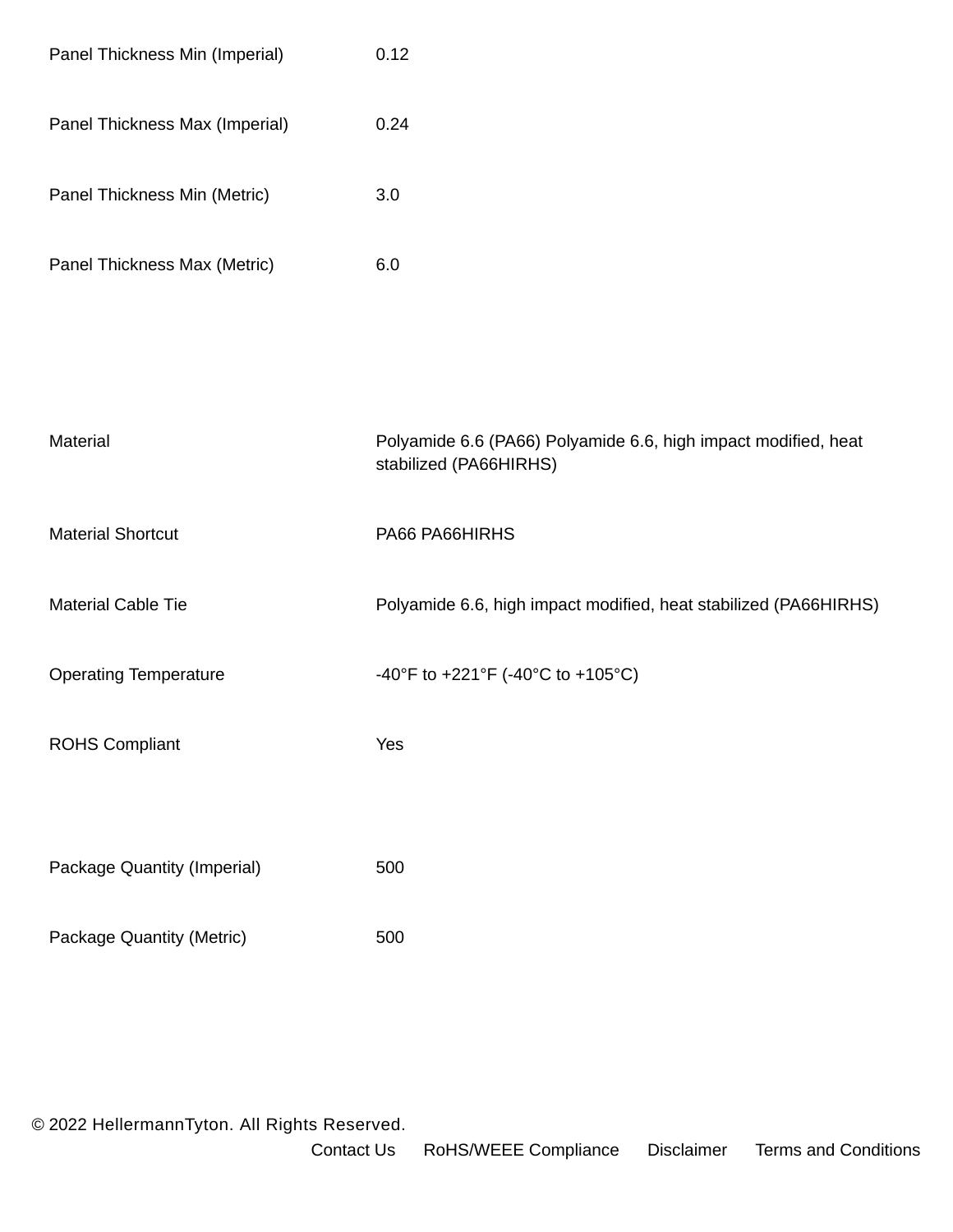| | |
|---|---|
| Panel Thickness Min (Imperial) | 0.12 |
| Panel Thickness Max (Imperial) | 0.24 |
| Panel Thickness Min (Metric) | 3.0 |
| Panel Thickness Max (Metric) | 6.0 |

| | |
|---|---|
| Material | Polyamide 6.6 (PA66) Polyamide 6.6, high impact modified, heat stabilized (PA66HIRHS) |
| Material Shortcut | PA66 PA66HIRHS |
| Material Cable Tie | Polyamide 6.6, high impact modified, heat stabilized (PA66HIRHS) |
| Operating Temperature | -40°F to +221°F (-40°C to +105°C) |
| ROHS Compliant | Yes |

| | |
|---|---|
| Package Quantity (Imperial) | 500 |
| Package Quantity (Metric) | 500 |

© 2022 HellermannTyton. All Rights Reserved.

Contact Us RoHS/WEEE Compliance Disclaimer Terms and Conditions